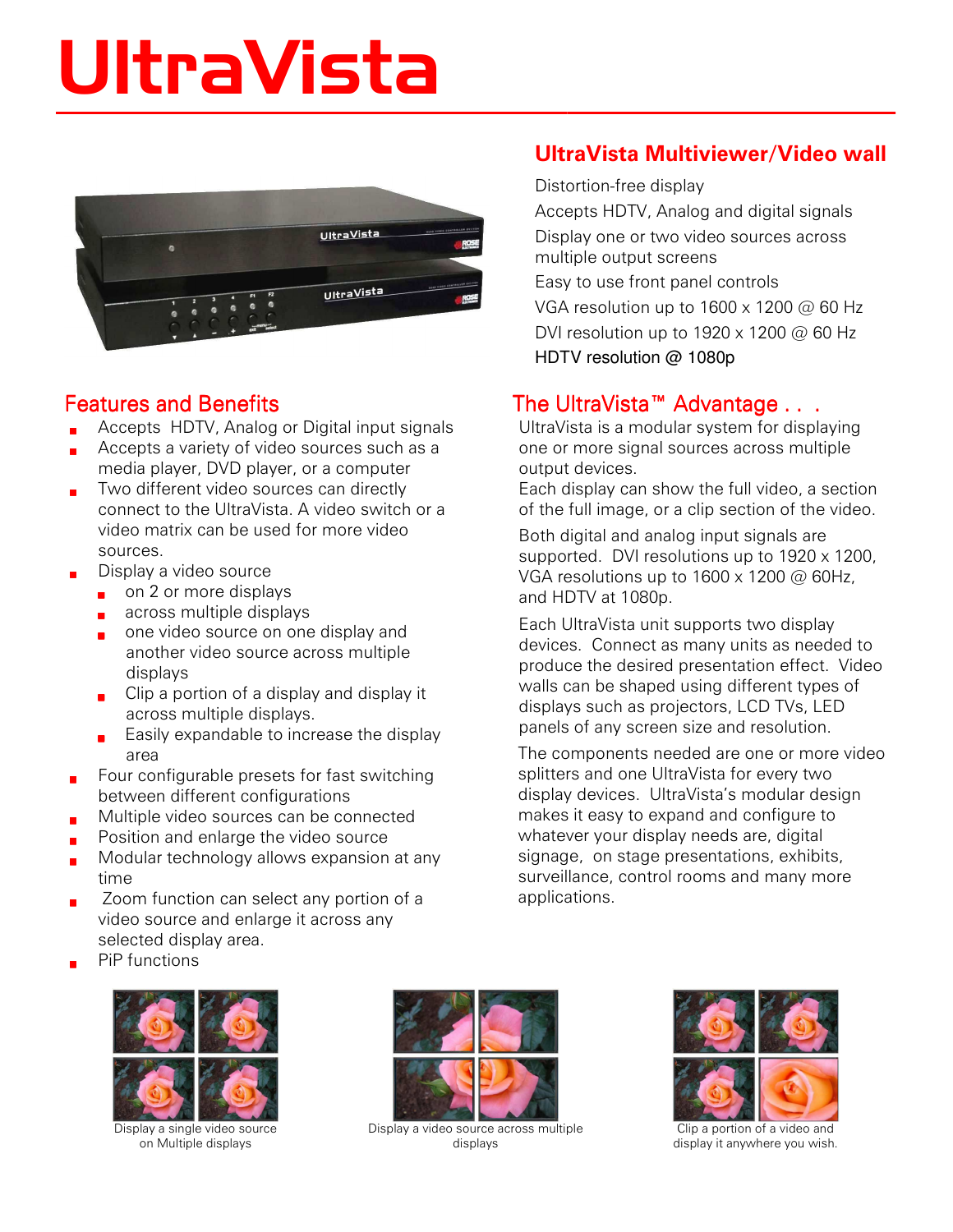# UltraVista

## UltraVista Multiviewer/Video wall

Distortion-free display

Accepts HDTV, Analog and digital signals

Display one or two video sources across multiple output screens

Easy to use front panel controls

VGA resolution up to 1600 x 1200 @ 60 Hz

DVI resolution up to 1920 x 1200 @ 60 Hz

HDTV resolution @ 1080p

## Features and Benefits

- Accepts HDTV, Analog or Digital input signals
- Accepts a variety of video sources such as a media player, DVD player, or a computer
- Two different video sources can directly connect to the UltraVista. A video switch or a video matrix can be used for more video sources.
- Display a video source
  - on 2 or more displays
  - across multiple displays
  - one video source on one display and another video source across multiple displays
  - Clip a portion of a display and display it across multiple displays.
  - Easily expandable to increase the display area
- Four configurable presets for fast switching between different configurations
- Multiple video sources can be connected
- Position and enlarge the video source
- Modular technology allows expansion at any time
- Zoom function can select any portion of a video source and enlarge it across any selected display area.
- PiP functions

## The UltraVista™ Advantage . . .

UltraVista is a modular system for displaying one or more signal sources across multiple output devices.

Each display can show the full video, a section of the full image, or a clip section of the video.

Both digital and analog input signals are supported. DVI resolutions up to 1920 x 1200, VGA resolutions up to 1600 x 1200 @ 60Hz, and HDTV at 1080p.

Each UltraVista unit supports two display devices. Connect as many units as needed to produce the desired presentation effect. Video walls can be shaped using different types of displays such as projectors, LCD TVs, LED panels of any screen size and resolution.

The components needed are one or more video splitters and one UltraVista for every two display devices. UltraVista's modular design makes it easy to expand and configure to whatever your display needs are, digital signage, on stage presentations, exhibits, surveillance, control rooms and many more applications.

Display a single video source on Multiple displays

Display a video source across multiple displays

Clip a portion of a video and display it anywhere you wish.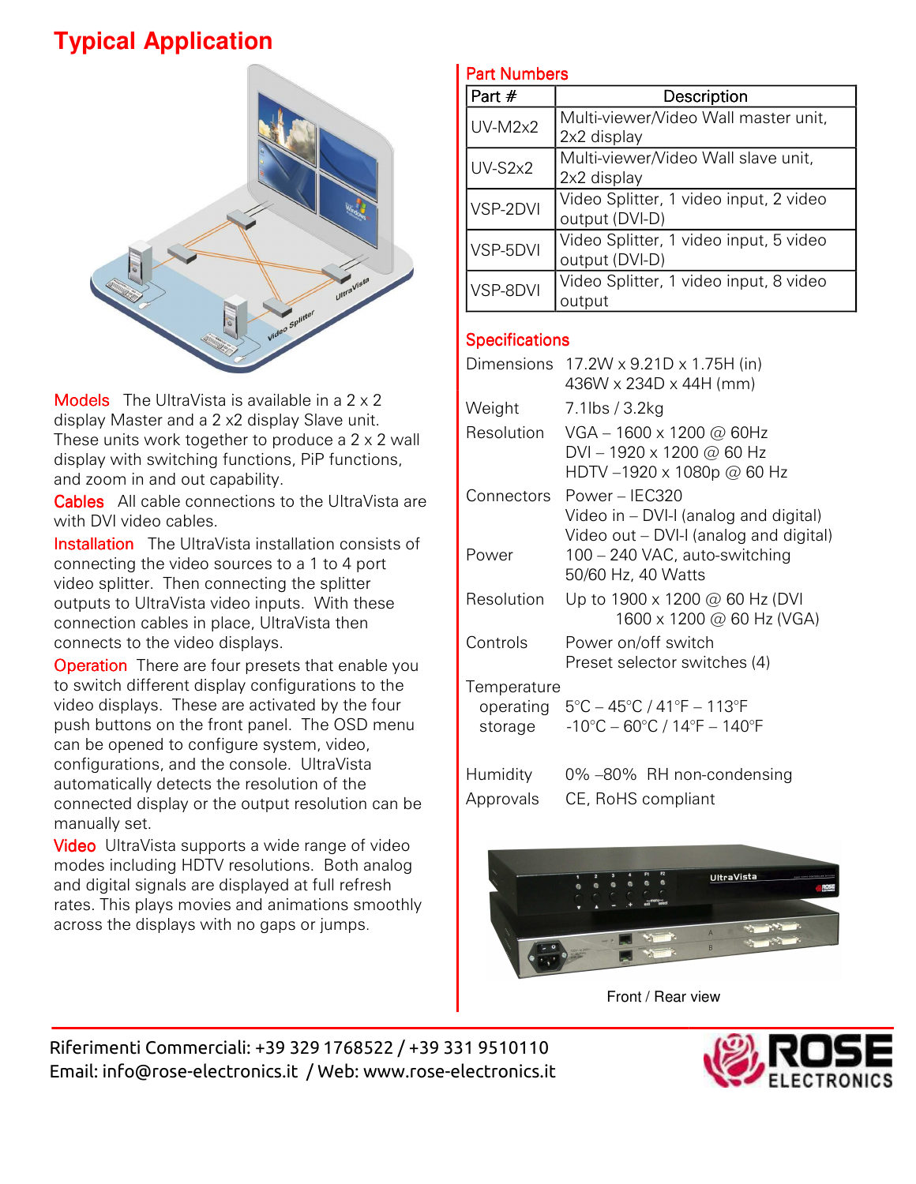# Typical Application

**Models** The UltraVista is available in a 2 x 2 display Master and a 2 x2 display Slave unit. These units work together to produce a 2 x 2 wall display with switching functions, PiP functions, and zoom in and out capability.

**Cables** All cable connections to the UltraVista are with DVI video cables.

**Installation** The UltraVista installation consists of connecting the video sources to a 1 to 4 port video splitter. Then connecting the splitter outputs to UltraVista video inputs. With these connection cables in place, UltraVista then connects to the video displays.

**Operation** There are four presets that enable you to switch different display configurations to the video displays. These are activated by the four push buttons on the front panel. The OSD menu can be opened to configure system, video, configurations, and the console. UltraVista automatically detects the resolution of the connected display or the output resolution can be manually set.

**Video** UltraVista supports a wide range of video modes including HDTV resolutions. Both analog and digital signals are displayed at full refresh rates. This plays movies and animations smoothly across the displays with no gaps or jumps.

## Part Numbers

| Part # | Description |
|---|---|
| UV-M2x2 | Multi-viewer/Video Wall master unit, 2x2 display |
| UV-S2x2 | Multi-viewer/Video Wall slave unit, 2x2 display |
| VSP-2DVI | Video Splitter, 1 video input, 2 video output (DVI-D) |
| VSP-5DVI | Video Splitter, 1 video input, 5 video output (DVI-D) |
| VSP-8DVI | Video Splitter, 1 video input, 8 video output |

## Specifications

| | |
|---|---|
| Dimensions | 17.2W x 9.21D x 1.75H (in)<br>436W x 234D x 44H (mm) |
| Weight | 7.1lbs / 3.2kg |
| Resolution | VGA – 1600 x 1200 @ 60Hz<br>DVI – 1920 x 1200 @ 60 Hz<br>HDTV –1920 x 1080p @ 60 Hz |
| Connectors | Power – IEC320<br>Video in – DVI-I (analog and digital)<br>Video out – DVI-I (analog and digital) |
| Power | 100 – 240 VAC, auto-switching<br>50/60 Hz, 40 Watts |
| Resolution | Up to 1900 x 1200 @ 60 Hz (DVI<br>1600 x 1200 @ 60 Hz (VGA) |
| Controls | Power on/off switch<br>Preset selector switches (4) |
| Temperature | |
| operating | 5°C – 45°C / 41°F – 113°F |
| storage | -10°C – 60°C / 14°F – 140°F |
| Humidity | 0% –80% RH non-condensing |
| Approvals | CE, RoHS compliant |

Front / Rear view

Riferimenti Commerciali: +39 329 1768522 / +39 331 9510110
Email: info@rose-electronics.it / Web: www.rose-electronics.it